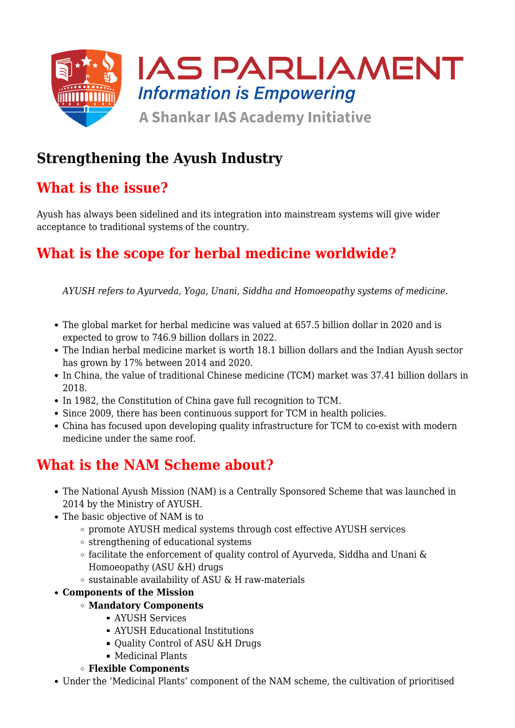# Strengthening the Ayush Industry

## What is the issue?

Ayush has always been sidelined and its integration into mainstream systems will give wider acceptance to traditional systems of the country.

## What is the scope for herbal medicine worldwide?

> *AYUSH refers to Ayurveda, Yoga, Unani, Siddha and Homoeopathy systems of medicine.*

- The global market for herbal medicine was valued at 657.5 billion dollar in 2020 and is expected to grow to 746.9 billion dollars in 2022.
- The Indian herbal medicine market is worth 18.1 billion dollars and the Indian Ayush sector has grown by 17% between 2014 and 2020.
- In China, the value of traditional Chinese medicine (TCM) market was 37.41 billion dollars in 2018.
- In 1982, the Constitution of China gave full recognition to TCM.
- Since 2009, there has been continuous support for TCM in health policies.
- China has focused upon developing quality infrastructure for TCM to co-exist with modern medicine under the same roof.

## What is the NAM Scheme about?

- The National Ayush Mission (NAM) is a Centrally Sponsored Scheme that was launched in 2014 by the Ministry of AYUSH.
- The basic objective of NAM is to
  - promote AYUSH medical systems through cost effective AYUSH services
  - strengthening of educational systems
  - facilitate the enforcement of quality control of Ayurveda, Siddha and Unani & Homoeopathy (ASU &H) drugs
  - sustainable availability of ASU & H raw-materials
- **Components of the Mission**
  - **Mandatory Components**
    - AYUSH Services
    - AYUSH Educational Institutions
    - Quality Control of ASU &H Drugs
    - Medicinal Plants
  - **Flexible Components**
- Under the 'Medicinal Plants' component of the NAM scheme, the cultivation of prioritised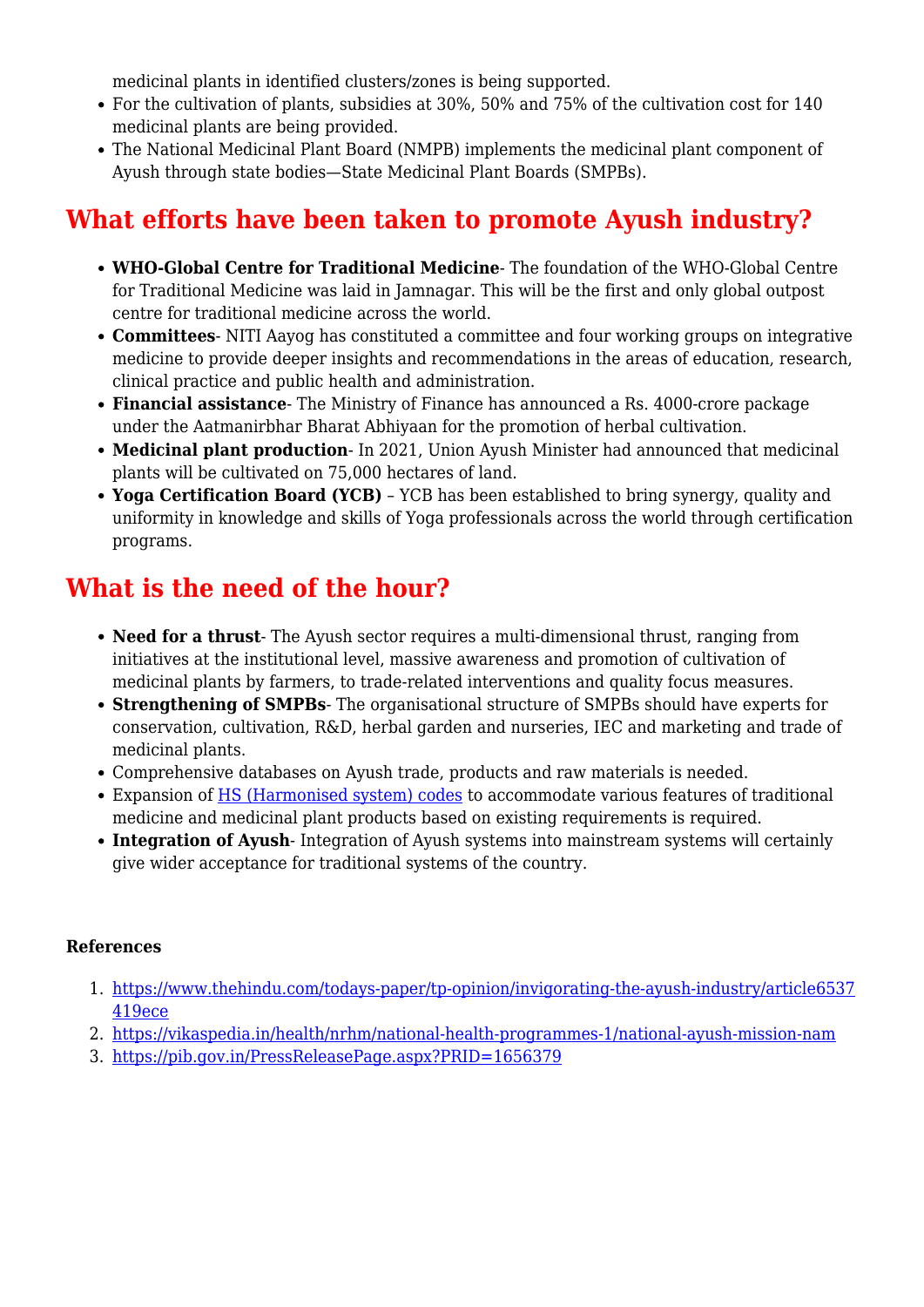medicinal plants in identified clusters/zones is being supported.

- For the cultivation of plants, subsidies at 30%, 50% and 75% of the cultivation cost for 140 medicinal plants are being provided.
- The National Medicinal Plant Board (NMPB) implements the medicinal plant component of Ayush through state bodies—State Medicinal Plant Boards (SMPBs).

## What efforts have been taken to promote Ayush industry?

- **WHO-Global Centre for Traditional Medicine**- The foundation of the WHO-Global Centre for Traditional Medicine was laid in Jamnagar. This will be the first and only global outpost centre for traditional medicine across the world.
- **Committees**- NITI Aayog has constituted a committee and four working groups on integrative medicine to provide deeper insights and recommendations in the areas of education, research, clinical practice and public health and administration.
- **Financial assistance**- The Ministry of Finance has announced a Rs. 4000-crore package under the Aatmanirbhar Bharat Abhiyaan for the promotion of herbal cultivation.
- **Medicinal plant production**- In 2021, Union Ayush Minister had announced that medicinal plants will be cultivated on 75,000 hectares of land.
- **Yoga Certification Board (YCB)** – YCB has been established to bring synergy, quality and uniformity in knowledge and skills of Yoga professionals across the world through certification programs.

## What is the need of the hour?

- **Need for a thrust**- The Ayush sector requires a multi-dimensional thrust, ranging from initiatives at the institutional level, massive awareness and promotion of cultivation of medicinal plants by farmers, to trade-related interventions and quality focus measures.
- **Strengthening of SMPBs**- The organisational structure of SMPBs should have experts for conservation, cultivation, R&D, herbal garden and nurseries, IEC and marketing and trade of medicinal plants.
- Comprehensive databases on Ayush trade, products and raw materials is needed.
- Expansion of HS (Harmonised system) codes to accommodate various features of traditional medicine and medicinal plant products based on existing requirements is required.
- **Integration of Ayush**- Integration of Ayush systems into mainstream systems will certainly give wider acceptance for traditional systems of the country.

**References**

1. https://www.thehindu.com/todays-paper/tp-opinion/invigorating-the-ayush-industry/article6537419ece
2. https://vikaspedia.in/health/nrhm/national-health-programmes-1/national-ayush-mission-nam
3. https://pib.gov.in/PressReleasePage.aspx?PRID=1656379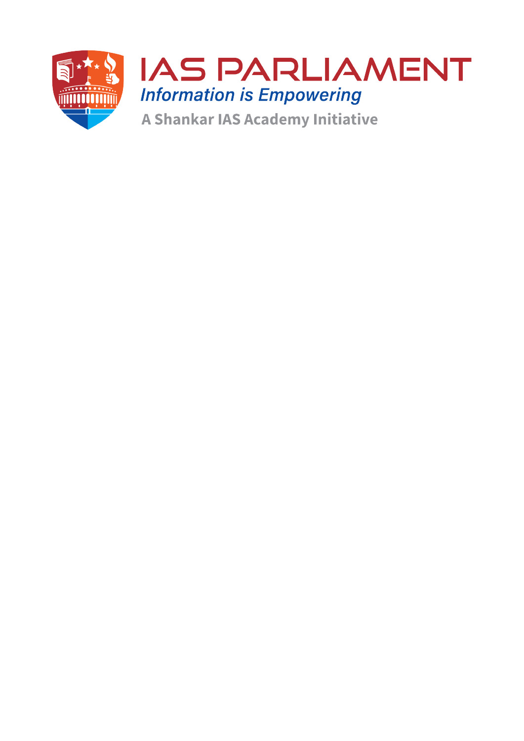IAS PARLIAMENT

*Information is Empowering*

A Shankar IAS Academy Initiative